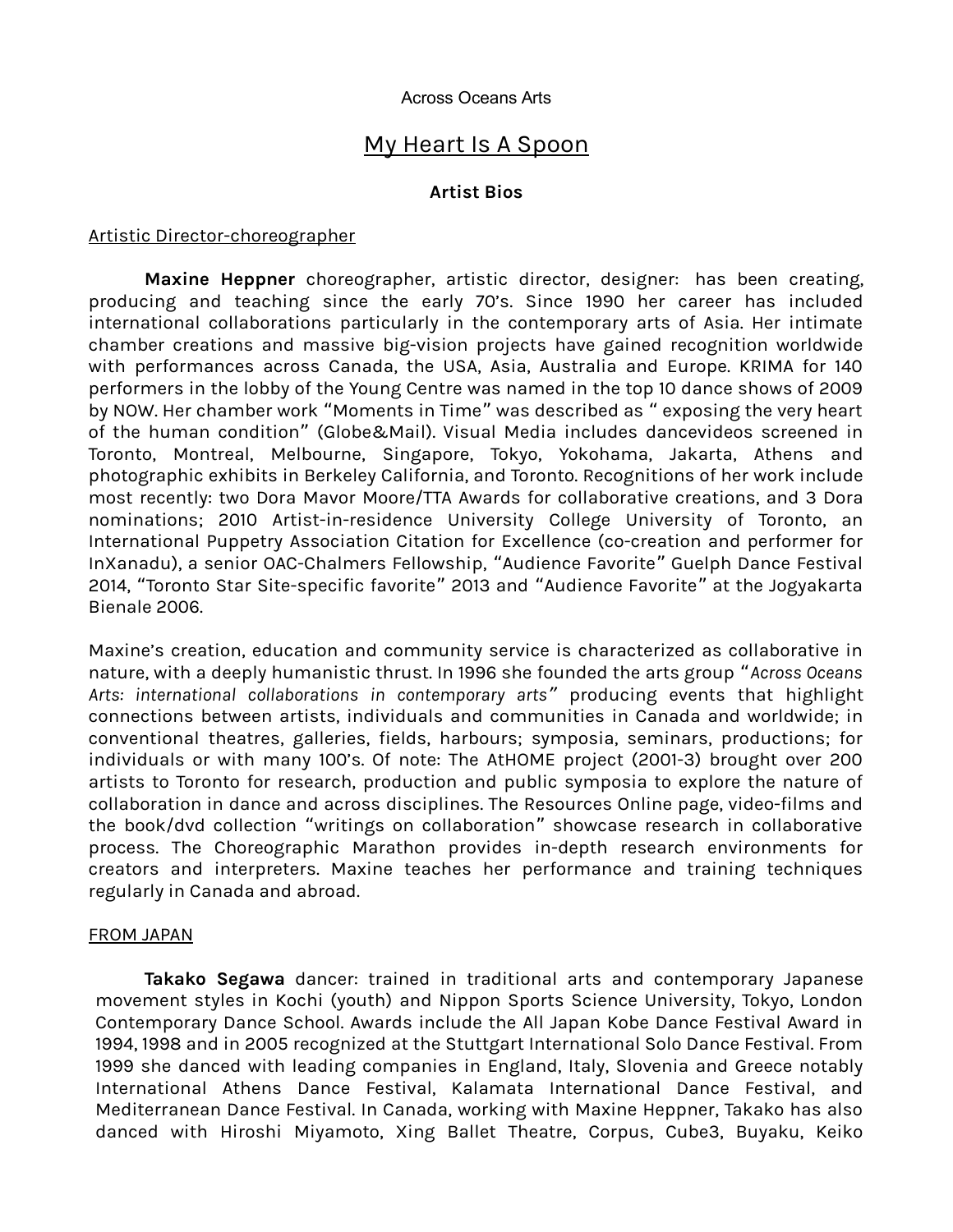Across Oceans Arts

# My Heart Is A Spoon

## Artist Bios

Artistic Director-choreographer

**Maxine Heppner** choreographer, artistic director, designer: has been creating, producing and teaching since the early 70's. Since 1990 her career has included international collaborations particularly in the contemporary arts of Asia. Her intimate chamber creations and massive big-vision projects have gained recognition worldwide with performances across Canada, the USA, Asia, Australia and Europe. KRIMA for 140 performers in the lobby of the Young Centre was named in the top 10 dance shows of 2009 by NOW. Her chamber work "Moments in Time" was described as " exposing the very heart of the human condition" (Globe&Mail). Visual Media includes dancevideos screened in Toronto, Montreal, Melbourne, Singapore, Tokyo, Yokohama, Jakarta, Athens and photographic exhibits in Berkeley California, and Toronto. Recognitions of her work include most recently: two Dora Mavor Moore/TTA Awards for collaborative creations, and 3 Dora nominations; 2010 Artist-in-residence University College University of Toronto, an International Puppetry Association Citation for Excellence (co-creation and performer for InXanadu), a senior OAC-Chalmers Fellowship, "Audience Favorite" Guelph Dance Festival 2014, "Toronto Star Site-specific favorite" 2013 and "Audience Favorite" at the Jogyakarta Bienale 2006.

Maxine's creation, education and community service is characterized as collaborative in nature, with a deeply humanistic thrust. In 1996 she founded the arts group "*Across Oceans Arts: international collaborations in contemporary arts*" producing events that highlight connections between artists, individuals and communities in Canada and worldwide; in conventional theatres, galleries, fields, harbours; symposia, seminars, productions; for individuals or with many 100's. Of note: The AtHOME project (2001-3) brought over 200 artists to Toronto for research, production and public symposia to explore the nature of collaboration in dance and across disciplines. The Resources Online page, video-films and the book/dvd collection "writings on collaboration" showcase research in collaborative process. The Choreographic Marathon provides in-depth research environments for creators and interpreters. Maxine teaches her performance and training techniques regularly in Canada and abroad.

FROM JAPAN

**Takako Segawa** dancer: trained in traditional arts and contemporary Japanese movement styles in Kochi (youth) and Nippon Sports Science University, Tokyo, London Contemporary Dance School. Awards include the All Japan Kobe Dance Festival Award in 1994, 1998 and in 2005 recognized at the Stuttgart International Solo Dance Festival. From 1999 she danced with leading companies in England, Italy, Slovenia and Greece notably International Athens Dance Festival, Kalamata International Dance Festival, and Mediterranean Dance Festival. In Canada, working with Maxine Heppner, Takako has also danced with Hiroshi Miyamoto, Xing Ballet Theatre, Corpus, Cube3, Buyaku, Keiko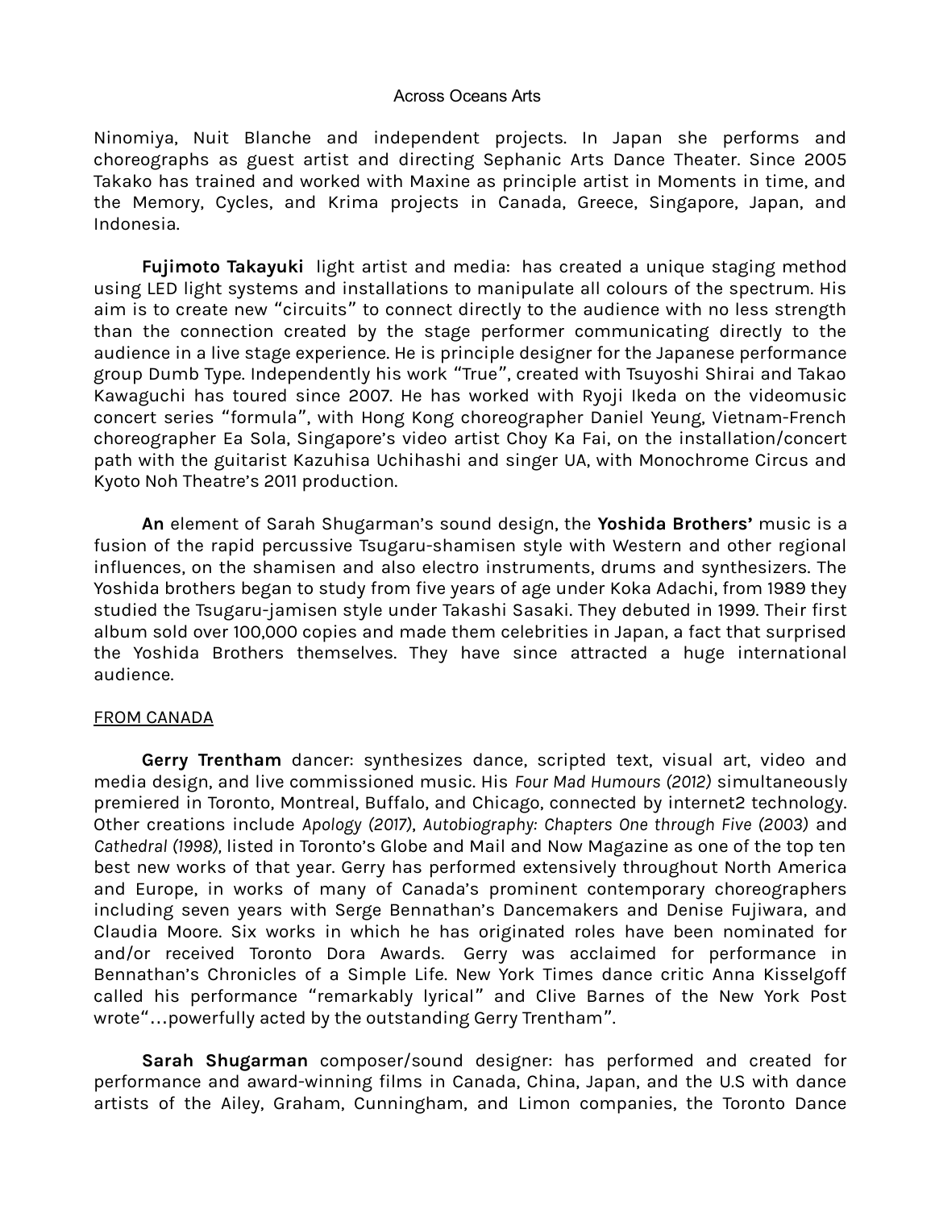Ninomiya, Nuit Blanche and independent projects. In Japan she performs and choreographs as guest artist and directing Sephanic Arts Dance Theater. Since 2005 Takako has trained and worked with Maxine as principle artist in Moments in time, and the Memory, Cycles, and Krima projects in Canada, Greece, Singapore, Japan, and Indonesia.

**Fujimoto Takayuki** light artist and media: has created a unique staging method using LED light systems and installations to manipulate all colours of the spectrum. His aim is to create new "circuits" to connect directly to the audience with no less strength than the connection created by the stage performer communicating directly to the audience in a live stage experience. He is principle designer for the Japanese performance group Dumb Type. Independently his work "True", created with Tsuyoshi Shirai and Takao Kawaguchi has toured since 2007. He has worked with Ryoji Ikeda on the videomusic concert series "formula", with Hong Kong choreographer Daniel Yeung, Vietnam-French choreographer Ea Sola, Singapore's video artist Choy Ka Fai, on the installation/concert path with the guitarist Kazuhisa Uchihashi and singer UA, with Monochrome Circus and Kyoto Noh Theatre's 2011 production.

**An** element of Sarah Shugarman's sound design, the **Yoshida Brothers'** music is a fusion of the rapid percussive Tsugaru-shamisen style with Western and other regional influences, on the shamisen and also electro instruments, drums and synthesizers. The Yoshida brothers began to study from five years of age under Koka Adachi, from 1989 they studied the Tsugaru-jamisen style under Takashi Sasaki. They debuted in 1999. Their first album sold over 100,000 copies and made them celebrities in Japan, a fact that surprised the Yoshida Brothers themselves. They have since attracted a huge international audience.

<u>FROM CANADA</u>

**Gerry Trentham** dancer: synthesizes dance, scripted text, visual art, video and media design, and live commissioned music. His *Four Mad Humours (2012)* simultaneously premiered in Toronto, Montreal, Buffalo, and Chicago, connected by internet2 technology. Other creations include *Apology (2017)*, *Autobiography: Chapters One through Five (2003)* and *Cathedral (1998),* listed in Toronto's Globe and Mail and Now Magazine as one of the top ten best new works of that year. Gerry has performed extensively throughout North America and Europe, in works of many of Canada's prominent contemporary choreographers including seven years with Serge Bennathan's Dancemakers and Denise Fujiwara, and Claudia Moore. Six works in which he has originated roles have been nominated for and/or received Toronto Dora Awards. Gerry was acclaimed for performance in Bennathan's Chronicles of a Simple Life. New York Times dance critic Anna Kisselgoff called his performance "remarkably lyrical" and Clive Barnes of the New York Post wrote"…powerfully acted by the outstanding Gerry Trentham".

**Sarah Shugarman** composer/sound designer: has performed and created for performance and award-winning films in Canada, China, Japan, and the U.S with dance artists of the Ailey, Graham, Cunningham, and Limon companies, the Toronto Dance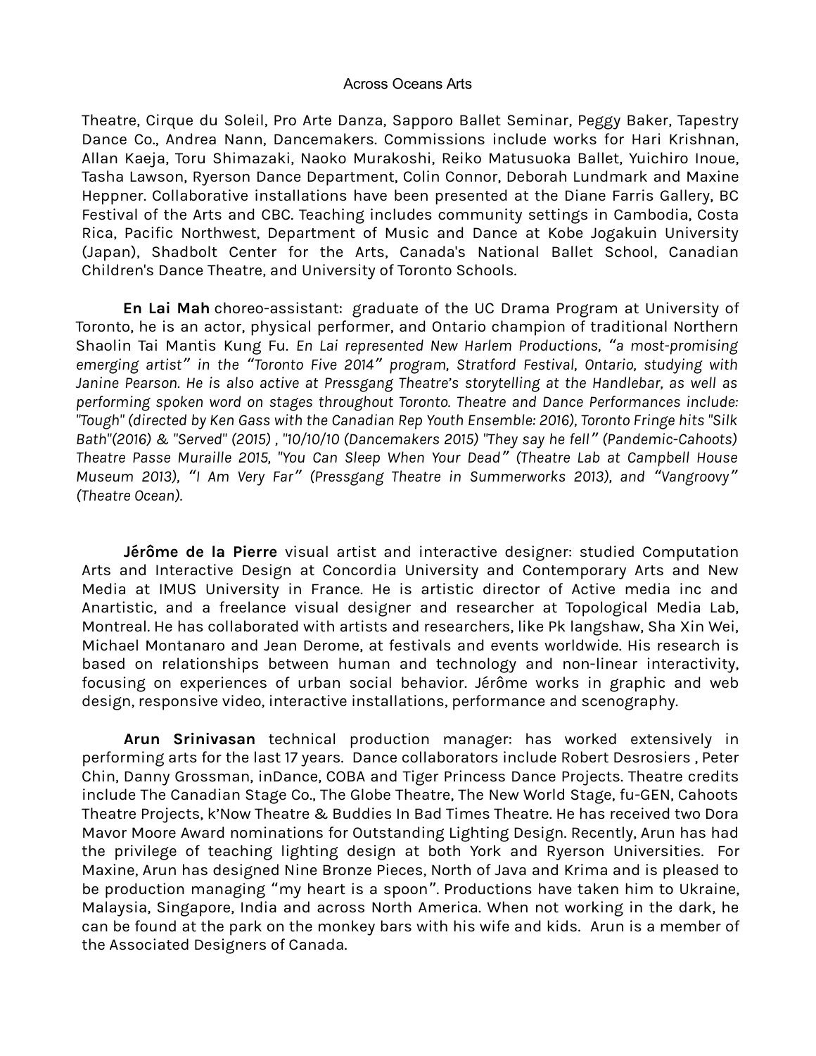Theatre, Cirque du Soleil, Pro Arte Danza, Sapporo Ballet Seminar, Peggy Baker, Tapestry Dance Co., Andrea Nann, Dancemakers. Commissions include works for Hari Krishnan, Allan Kaeja, Toru Shimazaki, Naoko Murakoshi, Reiko Matusuoka Ballet, Yuichiro Inoue, Tasha Lawson, Ryerson Dance Department, Colin Connor, Deborah Lundmark and Maxine Heppner. Collaborative installations have been presented at the Diane Farris Gallery, BC Festival of the Arts and CBC. Teaching includes community settings in Cambodia, Costa Rica, Pacific Northwest, Department of Music and Dance at Kobe Jogakuin University (Japan), Shadbolt Center for the Arts, Canada's National Ballet School, Canadian Children's Dance Theatre, and University of Toronto Schools.

**En Lai Mah** choreo-assistant: graduate of the UC Drama Program at University of Toronto, he is an actor, physical performer, and Ontario champion of traditional Northern Shaolin Tai Mantis Kung Fu. *En Lai represented New Harlem Productions, "a most-promising emerging artist" in the "Toronto Five 2014" program, Stratford Festival, Ontario, studying with Janine Pearson. He is also active at Pressgang Theatre's storytelling at the Handlebar, as well as performing spoken word on stages throughout Toronto. Theatre and Dance Performances include: "Tough" (directed by Ken Gass with the Canadian Rep Youth Ensemble: 2016), Toronto Fringe hits "Silk Bath"(2016) & "Served" (2015) , "10/10/10 (Dancemakers 2015) "They say he fell" (Pandemic-Cahoots) Theatre Passe Muraille 2015, "You Can Sleep When Your Dead" (Theatre Lab at Campbell House Museum 2013), "I Am Very Far" (Pressgang Theatre in Summerworks 2013), and "Vangroovy" (Theatre Ocean).*

**Jérôme de la Pierre** visual artist and interactive designer: studied Computation Arts and Interactive Design at Concordia University and Contemporary Arts and New Media at IMUS University in France. He is artistic director of Active media inc and Anartistic, and a freelance visual designer and researcher at Topological Media Lab, Montreal. He has collaborated with artists and researchers, like Pk langshaw, Sha Xin Wei, Michael Montanaro and Jean Derome, at festivals and events worldwide. His research is based on relationships between human and technology and non-linear interactivity, focusing on experiences of urban social behavior. Jérôme works in graphic and web design, responsive video, interactive installations, performance and scenography.

**Arun Srinivasan** technical production manager: has worked extensively in performing arts for the last 17 years. Dance collaborators include Robert Desrosiers , Peter Chin, Danny Grossman, inDance, COBA and Tiger Princess Dance Projects. Theatre credits include The Canadian Stage Co., The Globe Theatre, The New World Stage, fu-GEN, Cahoots Theatre Projects, k'Now Theatre & Buddies In Bad Times Theatre. He has received two Dora Mavor Moore Award nominations for Outstanding Lighting Design. Recently, Arun has had the privilege of teaching lighting design at both York and Ryerson Universities. For Maxine, Arun has designed Nine Bronze Pieces, North of Java and Krima and is pleased to be production managing "my heart is a spoon". Productions have taken him to Ukraine, Malaysia, Singapore, India and across North America. When not working in the dark, he can be found at the park on the monkey bars with his wife and kids. Arun is a member of the Associated Designers of Canada.